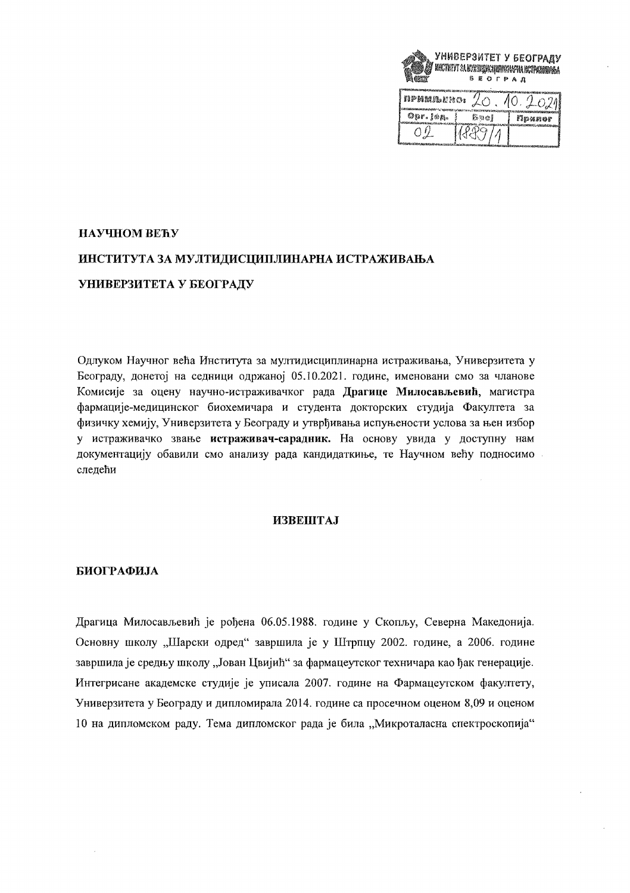УНИВЕРЗИТЕТ У БЕОГРАДУ
ИНСТИТУТ ЗА МУЛТИДИСЦИПЛИНАРНА ИСТРАЖИВАЊА
БЕОГРАД

| ПРИМЉЕНО: 20. 10. 2021 | | |
|---|---|---|
| Орг. јед. | Број | Прилог |
| 02 | 1889/1 | |

**НАУЧНОМ ВЕЋУ**

**ИНСТИТУТА ЗА МУЛТИДИСЦИПЛИНАРНА ИСТРАЖИВАЊА**

**УНИВЕРЗИТЕТА У БЕОГРАДУ**

Одлуком Научног већа Института за мултидисциплинарна истраживања, Универзитета у Београду, донетој на седници одржаној 05.10.2021. године, именовани смо за чланове Комисије за оцену научно-истраживачког рада **Драгице Милосављевић**, магистра фармације-медицинског биохемичара и студента докторских студија Факултета за физичку хемију, Универзитета у Београду и утврђивања испуњености услова за њен избор у истраживачко звање **истраживач-сарадник.** На основу увида у доступну нам документацију обавили смо анализу рада кандидаткиње, те Научном већу подносимо следећи

## ИЗВЕШТАЈ

## БИОГРАФИЈА

Драгица Милосављевић је рођена 06.05.1988. године у Скопљу, Северна Македонија. Основну школу „Шарски одред" завршила је у Штрпцу 2002. године, а 2006. године завршила је средњу школу „Јован Цвијић" за фармацеутског техничара као ђак генерације. Интегрисане академске студије је уписала 2007. године на Фармацеутском факултету, Универзитета у Београду и дипломирала 2014. године са просечном оценом 8,09 и оценом 10 на дипломском раду. Тема дипломског рада је била „Микроталасна спектроскопија"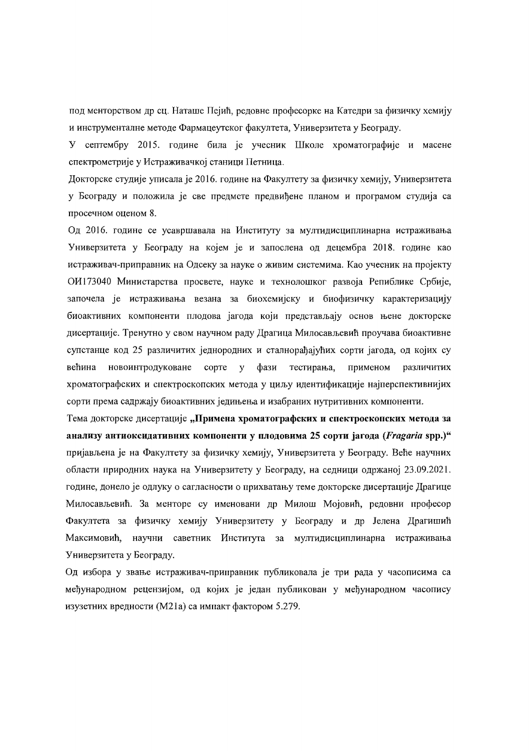под менторством др сц. Наташе Пејић, редовне професорке на Катедри за физичку хемију и инструменталне методе Фармацеутског факултета, Универзитета у Београду.

У септембру 2015. године била је учесник Школе хроматографије и масене спектрометрије у Истраживачкој станици Петница.

Докторске студије уписала је 2016. године на Факултету за физичку хемију, Универзитета у Београду и положила је све предмете предвиђене планом и програмом студија са просечном оценом 8.

Од 2016. године се усавршавала на Институту за мултидисциплинарна истраживања Универзитета у Београду на којем је и запослена од децембра 2018. године као истраживач-приправник на Одсеку за науке о живим системима. Као учесник на пројекту ОИ173040 Министарства просвете, науке и технолошког развоја Републике Србије, започела је истраживања везана за биохемијску и биофизичку карактеризацију биоактивних компоненти плодова јагода који представљају основ њене докторске дисертације. Тренутно у свом научном раду Драгица Милосављевић проучава биоактивне супстанце код 25 различитих једнородних и сталнорађајућих сорти јагода, од којих су већина новоинтродуковане сорте у фази тестирања, применом различитих хроматографских и спектроскопских метода у циљу идентификације најперспективнијих сорти према садржају биоактивних једињења и изабраних нутритивних компоненти.

Тема докторске дисертације **„Примена хроматографских и спектроскопских метода за анализу антиоксидативних компоненти у плодовима 25 сорти јагода (*Fragaria* spp.)"** пријављена је на Факултету за физичку хемију, Универзитета у Београду. Веће научних области природних наука на Универзитету у Београду, на седници одржаној 23.09.2021. године, донело је одлуку о сагласности о прихватању теме докторске дисертације Драгице Милосављевић. За менторе су именовани др Милош Мојовић, редовни професор Факултета за физичку хемију Универзитету у Београду и др Јелена Драгишић Максимовић, научни саветник Института за мултидисциплинарна истраживања Универзитета у Београду.

Од избора у звање истраживач-приправник публиковала је три рада у часописима са међународном рецензијом, од којих је један публикован у међународном часопису изузетних вредности (M21a) са импакт фактором 5.279.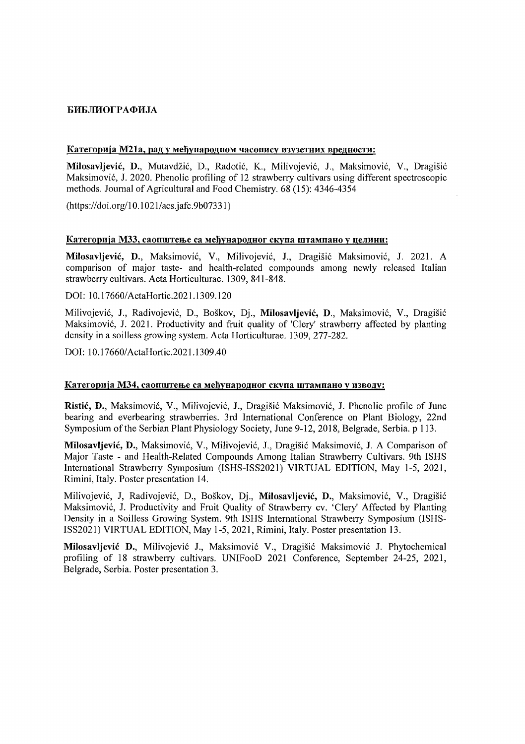## БИБЛИОГРАФИЈА

### Категорија М21а, рад у међународном часопису изузетних вредности:

**Milosavljević, D.**, Mutavdžić, D., Radotić, K., Milivojević, J., Maksimović, V., Dragišić Maksimović, J. 2020. Phenolic profiling of 12 strawberry cultivars using different spectroscopic methods. Journal of Agricultural and Food Chemistry. 68 (15): 4346-4354

(https://doi.org/10.1021/acs.jafc.9b07331)

### Категорија М33, саопштење са међународног скупа штампано у целини:

**Milosavljević, D.**, Maksimović, V., Milivojević, J., Dragišić Maksimović, J. 2021. A comparison of major taste- and health-related compounds among newly released Italian strawberry cultivars. Acta Horticulturae. 1309, 841-848.

DOI: 10.17660/ActaHortic.2021.1309.120

Milivojević, J., Radivojević, D., Boškov, Dj., **Milosavljević, D.**, Maksimović, V., Dragišić Maksimović, J. 2021. Productivity and fruit quality of 'Clery' strawberry affected by planting density in a soilless growing system. Acta Horticulturae. 1309, 277-282.

DOI: 10.17660/ActaHortic.2021.1309.40

### Категорија М34, саопштење са међународног скупа штампано у изводу:

**Ristić, D.**, Maksimović, V., Milivojević, J., Dragišić Maksimović, J. Phenolic profile of June bearing and everbearing strawberries. 3rd International Conference on Plant Biology, 22nd Symposium of the Serbian Plant Physiology Society, June 9-12, 2018, Belgrade, Serbia. p 113.

**Milosavljević, D.**, Maksimović, V., Milivojević, J., Dragišić Maksimović, J. A Comparison of Major Taste - and Health-Related Compounds Among Italian Strawberry Cultivars. 9th ISHS International Strawberry Symposium (ISHS-ISS2021) VIRTUAL EDITION, May 1-5, 2021, Rimini, Italy. Poster presentation 14.

Milivojević, J, Radivojević, D., Boškov, Dj., **Milosavljević, D.**, Maksimović, V., Dragišić Maksimović, J. Productivity and Fruit Quality of Strawberry cv. 'Clery' Affected by Planting Density in a Soilless Growing System. 9th ISHS International Strawberry Symposium (ISHS-ISS2021) VIRTUAL EDITION, May 1-5, 2021, Rimini, Italy. Poster presentation 13.

**Milosavljević D.**, Milivojević J., Maksimović V., Dragišić Maksimović J. Phytochemical profiling of 18 strawberry cultivars. UNIFooD 2021 Conference, September 24-25, 2021, Belgrade, Serbia. Poster presentation 3.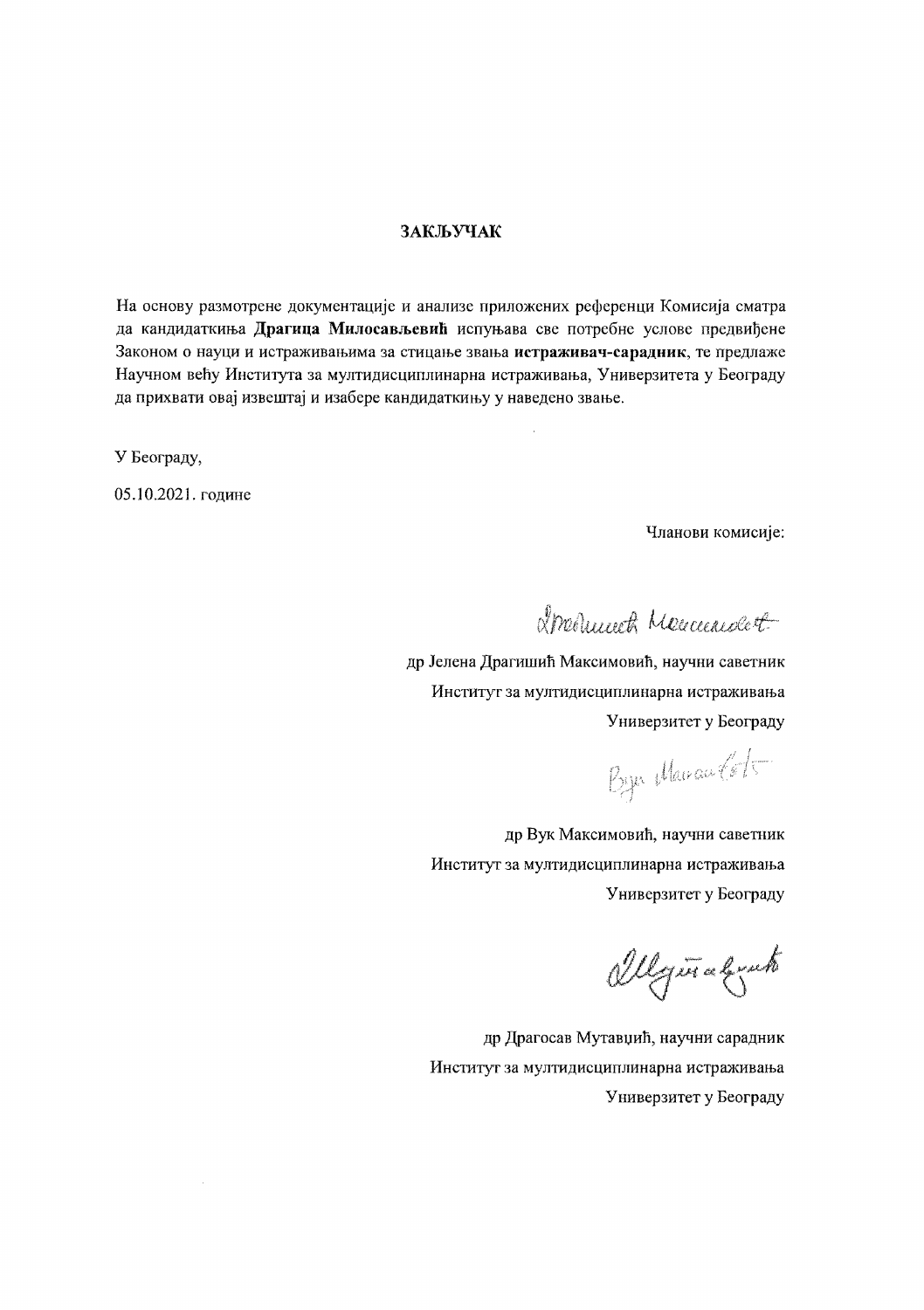## ЗАКЉУЧАК

На основу размотрене документације и анализе приложених референци Комисија сматра да кандидаткиња **Драгица Милосављевић** испуњава све потребне услове предвиђене Законом о науци и истраживањима за стицање звања **истраживач-сарадник**, те предлаже Научном већу Института за мултидисциплинарна истраживања, Универзитета у Београду да прихвати овај извештај и изабере кандидаткињу у наведено звање.

У Београду,

05.10.2021. године

Чланови комисије:

др Јелена Драгишић Максимовић, научни саветник
Институт за мултидисциплинарна истраживања
Универзитет у Београду

др Вук Максимовић, научни саветник
Институт за мултидисциплинарна истраживања
Универзитет у Београду

др Драгосав Мутавџић, научни сарадник
Институт за мултидисциплинарна истраживања
Универзитет у Београду